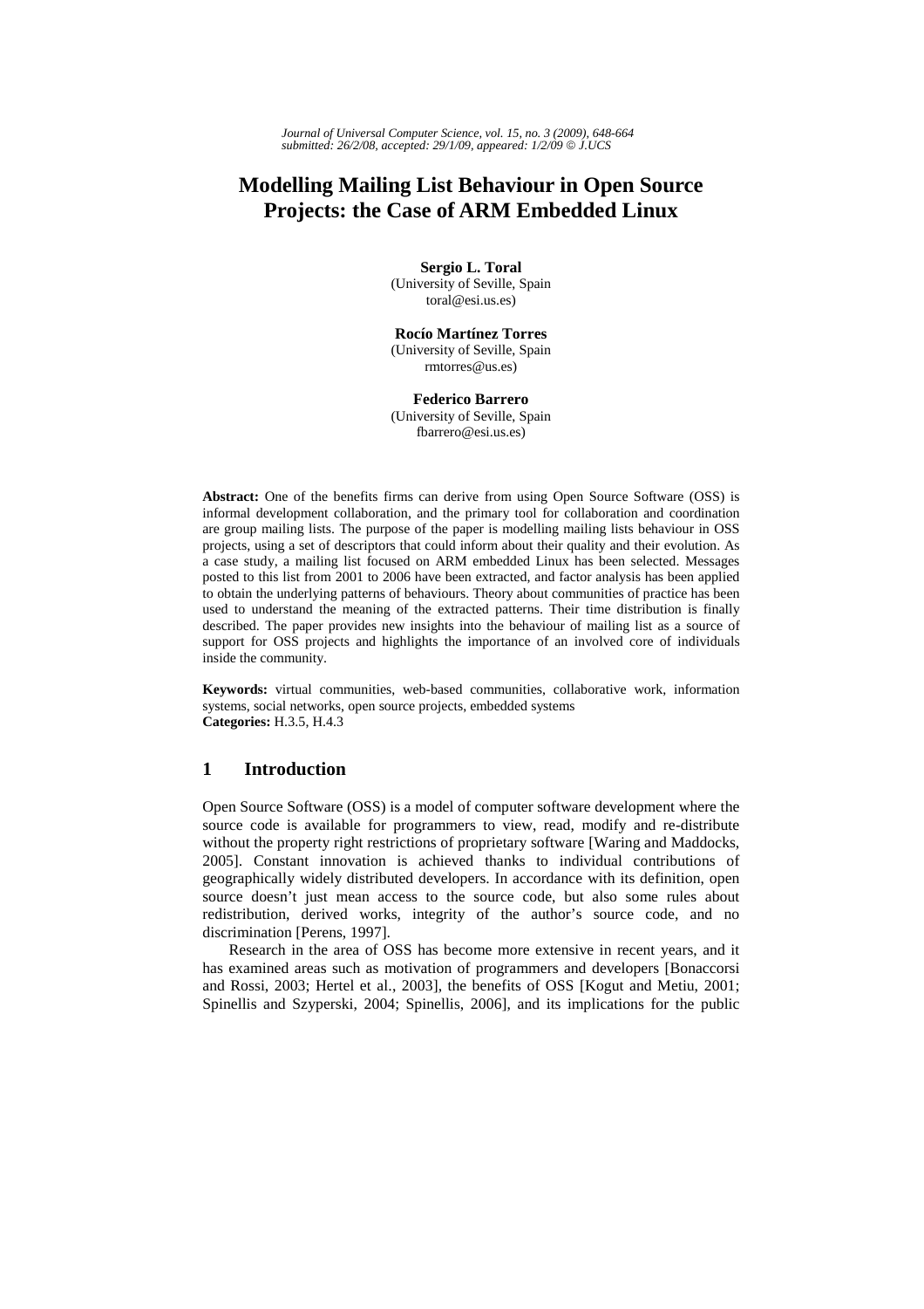# Modelling Mailing List Behaviour in Open Source Projects: the Case of ARM Embedded Linux

**Sergio L. Toral**
(University of Seville, Spain
toral@esi.us.es)

**Rocío Martínez Torres**
(University of Seville, Spain
rmtorres@us.es)

**Federico Barrero**
(University of Seville, Spain
fbarrero@esi.us.es)

**Abstract:** One of the benefits firms can derive from using Open Source Software (OSS) is informal development collaboration, and the primary tool for collaboration and coordination are group mailing lists. The purpose of the paper is modelling mailing lists behaviour in OSS projects, using a set of descriptors that could inform about their quality and their evolution. As a case study, a mailing list focused on ARM embedded Linux has been selected. Messages posted to this list from 2001 to 2006 have been extracted, and factor analysis has been applied to obtain the underlying patterns of behaviours. Theory about communities of practice has been used to understand the meaning of the extracted patterns. Their time distribution is finally described. The paper provides new insights into the behaviour of mailing list as a source of support for OSS projects and highlights the importance of an involved core of individuals inside the community.

**Keywords:** virtual communities, web-based communities, collaborative work, information systems, social networks, open source projects, embedded systems
**Categories:** H.3.5, H.4.3

## 1 Introduction

Open Source Software (OSS) is a model of computer software development where the source code is available for programmers to view, read, modify and re-distribute without the property right restrictions of proprietary software [Waring and Maddocks, 2005]. Constant innovation is achieved thanks to individual contributions of geographically widely distributed developers. In accordance with its definition, open source doesn't just mean access to the source code, but also some rules about redistribution, derived works, integrity of the author's source code, and no discrimination [Perens, 1997].

Research in the area of OSS has become more extensive in recent years, and it has examined areas such as motivation of programmers and developers [Bonaccorsi and Rossi, 2003; Hertel et al., 2003], the benefits of OSS [Kogut and Metiu, 2001; Spinellis and Szyperski, 2004; Spinellis, 2006], and its implications for the public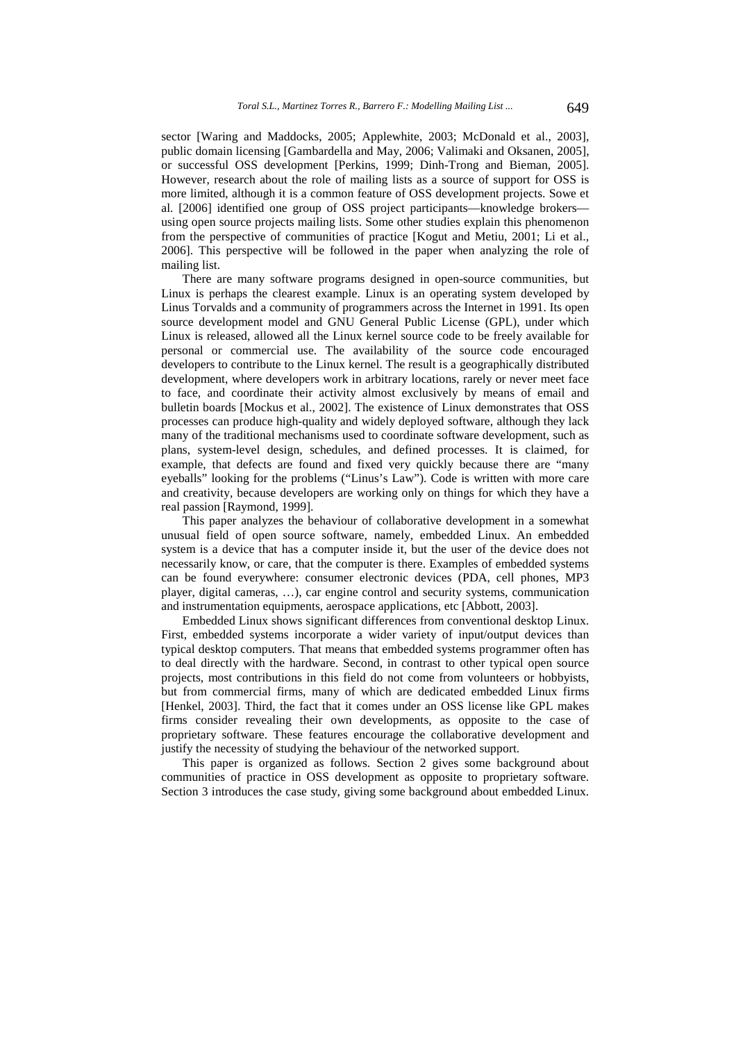sector [Waring and Maddocks, 2005; Applewhite, 2003; McDonald et al., 2003], public domain licensing [Gambardella and May, 2006; Valimaki and Oksanen, 2005], or successful OSS development [Perkins, 1999; Dinh-Trong and Bieman, 2005]. However, research about the role of mailing lists as a source of support for OSS is more limited, although it is a common feature of OSS development projects. Sowe et al. [2006] identified one group of OSS project participants—knowledge brokers—using open source projects mailing lists. Some other studies explain this phenomenon from the perspective of communities of practice [Kogut and Metiu, 2001; Li et al., 2006]. This perspective will be followed in the paper when analyzing the role of mailing list.

There are many software programs designed in open-source communities, but Linux is perhaps the clearest example. Linux is an operating system developed by Linus Torvalds and a community of programmers across the Internet in 1991. Its open source development model and GNU General Public License (GPL), under which Linux is released, allowed all the Linux kernel source code to be freely available for personal or commercial use. The availability of the source code encouraged developers to contribute to the Linux kernel. The result is a geographically distributed development, where developers work in arbitrary locations, rarely or never meet face to face, and coordinate their activity almost exclusively by means of email and bulletin boards [Mockus et al., 2002]. The existence of Linux demonstrates that OSS processes can produce high-quality and widely deployed software, although they lack many of the traditional mechanisms used to coordinate software development, such as plans, system-level design, schedules, and defined processes. It is claimed, for example, that defects are found and fixed very quickly because there are "many eyeballs" looking for the problems ("Linus's Law"). Code is written with more care and creativity, because developers are working only on things for which they have a real passion [Raymond, 1999].

This paper analyzes the behaviour of collaborative development in a somewhat unusual field of open source software, namely, embedded Linux. An embedded system is a device that has a computer inside it, but the user of the device does not necessarily know, or care, that the computer is there. Examples of embedded systems can be found everywhere: consumer electronic devices (PDA, cell phones, MP3 player, digital cameras, …), car engine control and security systems, communication and instrumentation equipments, aerospace applications, etc [Abbott, 2003].

Embedded Linux shows significant differences from conventional desktop Linux. First, embedded systems incorporate a wider variety of input/output devices than typical desktop computers. That means that embedded systems programmer often has to deal directly with the hardware. Second, in contrast to other typical open source projects, most contributions in this field do not come from volunteers or hobbyists, but from commercial firms, many of which are dedicated embedded Linux firms [Henkel, 2003]. Third, the fact that it comes under an OSS license like GPL makes firms consider revealing their own developments, as opposite to the case of proprietary software. These features encourage the collaborative development and justify the necessity of studying the behaviour of the networked support.

This paper is organized as follows. Section 2 gives some background about communities of practice in OSS development as opposite to proprietary software. Section 3 introduces the case study, giving some background about embedded Linux.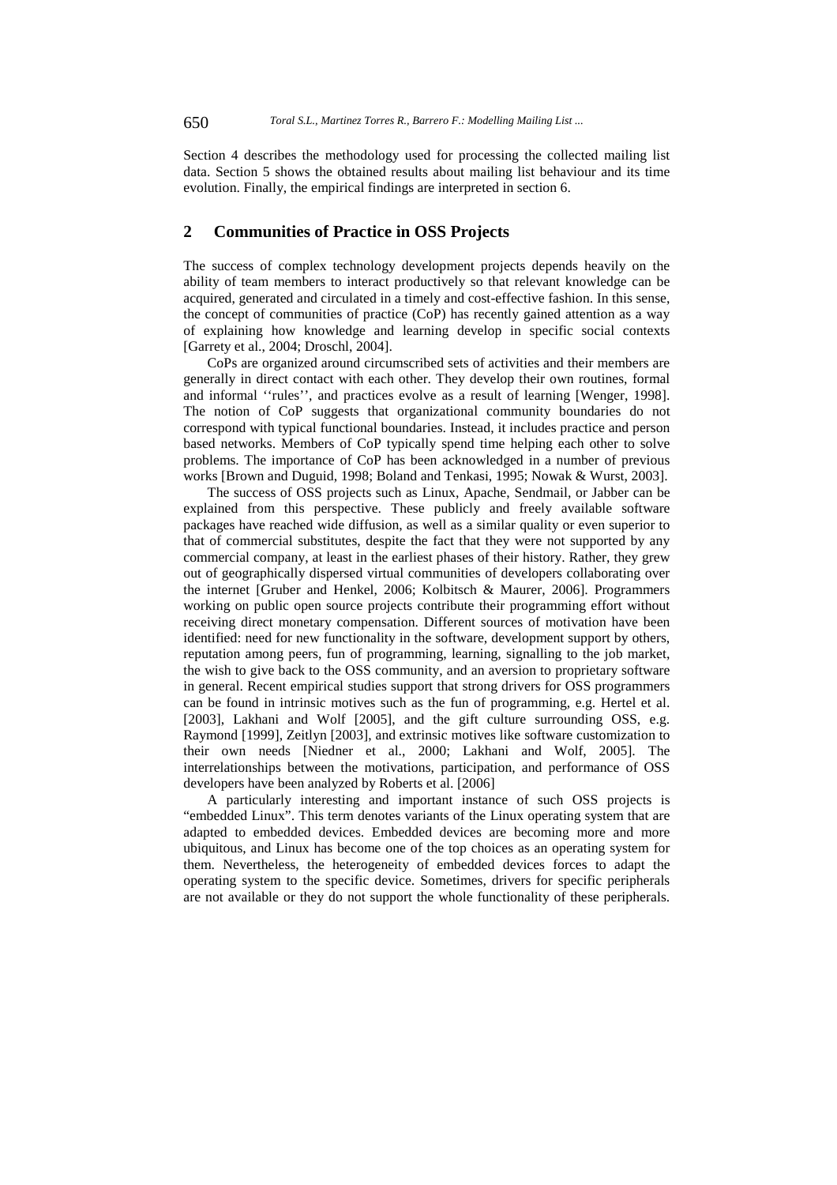Section 4 describes the methodology used for processing the collected mailing list data. Section 5 shows the obtained results about mailing list behaviour and its time evolution. Finally, the empirical findings are interpreted in section 6.

## 2 Communities of Practice in OSS Projects

The success of complex technology development projects depends heavily on the ability of team members to interact productively so that relevant knowledge can be acquired, generated and circulated in a timely and cost-effective fashion. In this sense, the concept of communities of practice (CoP) has recently gained attention as a way of explaining how knowledge and learning develop in specific social contexts [Garrety et al., 2004; Droschl, 2004].

CoPs are organized around circumscribed sets of activities and their members are generally in direct contact with each other. They develop their own routines, formal and informal ''rules'', and practices evolve as a result of learning [Wenger, 1998]. The notion of CoP suggests that organizational community boundaries do not correspond with typical functional boundaries. Instead, it includes practice and person based networks. Members of CoP typically spend time helping each other to solve problems. The importance of CoP has been acknowledged in a number of previous works [Brown and Duguid, 1998; Boland and Tenkasi, 1995; Nowak & Wurst, 2003].

The success of OSS projects such as Linux, Apache, Sendmail, or Jabber can be explained from this perspective. These publicly and freely available software packages have reached wide diffusion, as well as a similar quality or even superior to that of commercial substitutes, despite the fact that they were not supported by any commercial company, at least in the earliest phases of their history. Rather, they grew out of geographically dispersed virtual communities of developers collaborating over the internet [Gruber and Henkel, 2006; Kolbitsch & Maurer, 2006]. Programmers working on public open source projects contribute their programming effort without receiving direct monetary compensation. Different sources of motivation have been identified: need for new functionality in the software, development support by others, reputation among peers, fun of programming, learning, signalling to the job market, the wish to give back to the OSS community, and an aversion to proprietary software in general. Recent empirical studies support that strong drivers for OSS programmers can be found in intrinsic motives such as the fun of programming, e.g. Hertel et al. [2003], Lakhani and Wolf [2005], and the gift culture surrounding OSS, e.g. Raymond [1999], Zeitlyn [2003], and extrinsic motives like software customization to their own needs [Niedner et al., 2000; Lakhani and Wolf, 2005]. The interrelationships between the motivations, participation, and performance of OSS developers have been analyzed by Roberts et al. [2006]

A particularly interesting and important instance of such OSS projects is "embedded Linux". This term denotes variants of the Linux operating system that are adapted to embedded devices. Embedded devices are becoming more and more ubiquitous, and Linux has become one of the top choices as an operating system for them. Nevertheless, the heterogeneity of embedded devices forces to adapt the operating system to the specific device. Sometimes, drivers for specific peripherals are not available or they do not support the whole functionality of these peripherals.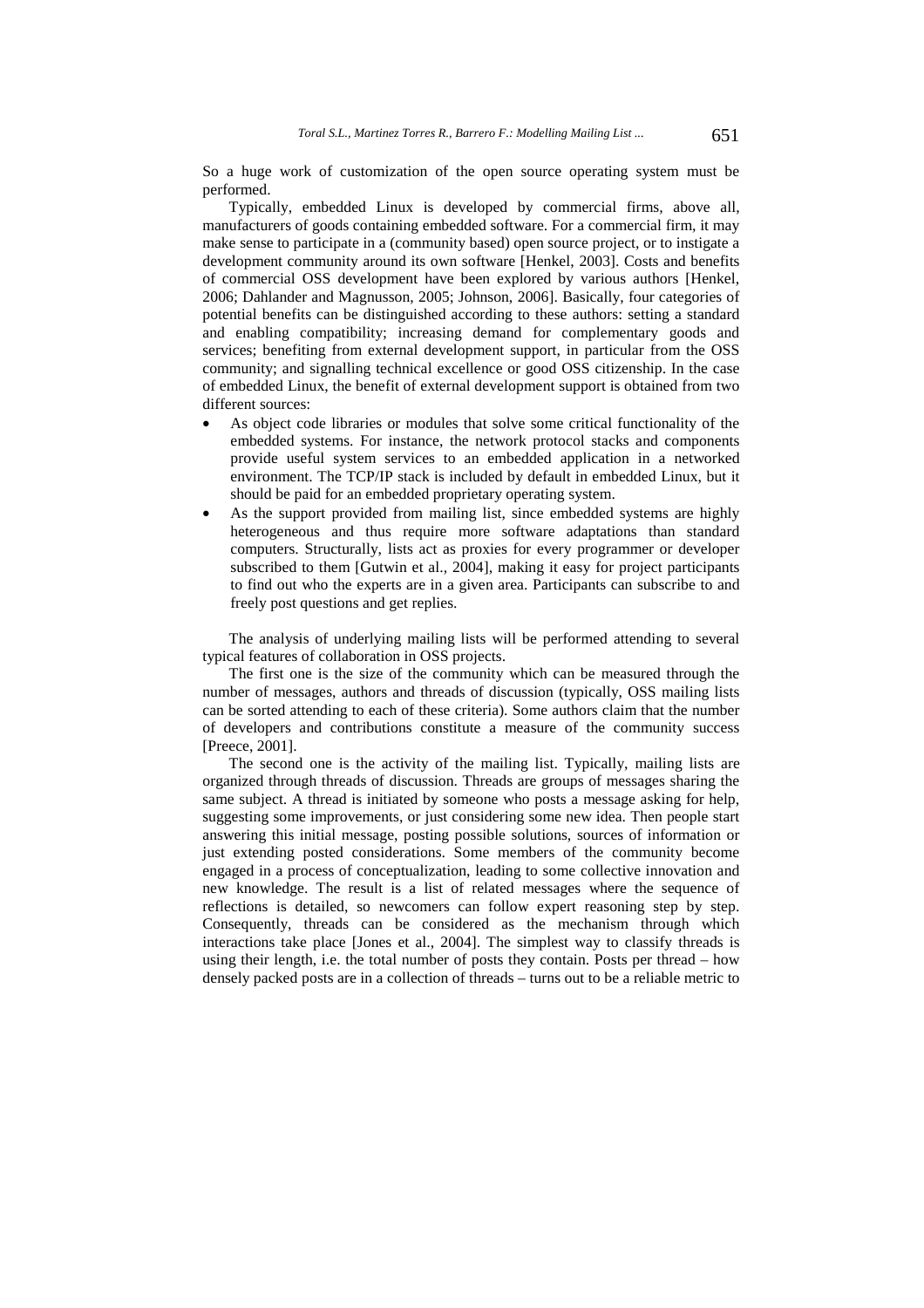So a huge work of customization of the open source operating system must be performed.

Typically, embedded Linux is developed by commercial firms, above all, manufacturers of goods containing embedded software. For a commercial firm, it may make sense to participate in a (community based) open source project, or to instigate a development community around its own software [Henkel, 2003]. Costs and benefits of commercial OSS development have been explored by various authors [Henkel, 2006; Dahlander and Magnusson, 2005; Johnson, 2006]. Basically, four categories of potential benefits can be distinguished according to these authors: setting a standard and enabling compatibility; increasing demand for complementary goods and services; benefiting from external development support, in particular from the OSS community; and signalling technical excellence or good OSS citizenship. In the case of embedded Linux, the benefit of external development support is obtained from two different sources:

- As object code libraries or modules that solve some critical functionality of the embedded systems. For instance, the network protocol stacks and components provide useful system services to an embedded application in a networked environment. The TCP/IP stack is included by default in embedded Linux, but it should be paid for an embedded proprietary operating system.
- As the support provided from mailing list, since embedded systems are highly heterogeneous and thus require more software adaptations than standard computers. Structurally, lists act as proxies for every programmer or developer subscribed to them [Gutwin et al., 2004], making it easy for project participants to find out who the experts are in a given area. Participants can subscribe to and freely post questions and get replies.

The analysis of underlying mailing lists will be performed attending to several typical features of collaboration in OSS projects.

The first one is the size of the community which can be measured through the number of messages, authors and threads of discussion (typically, OSS mailing lists can be sorted attending to each of these criteria). Some authors claim that the number of developers and contributions constitute a measure of the community success [Preece, 2001].

The second one is the activity of the mailing list. Typically, mailing lists are organized through threads of discussion. Threads are groups of messages sharing the same subject. A thread is initiated by someone who posts a message asking for help, suggesting some improvements, or just considering some new idea. Then people start answering this initial message, posting possible solutions, sources of information or just extending posted considerations. Some members of the community become engaged in a process of conceptualization, leading to some collective innovation and new knowledge. The result is a list of related messages where the sequence of reflections is detailed, so newcomers can follow expert reasoning step by step. Consequently, threads can be considered as the mechanism through which interactions take place [Jones et al., 2004]. The simplest way to classify threads is using their length, i.e. the total number of posts they contain. Posts per thread – how densely packed posts are in a collection of threads – turns out to be a reliable metric to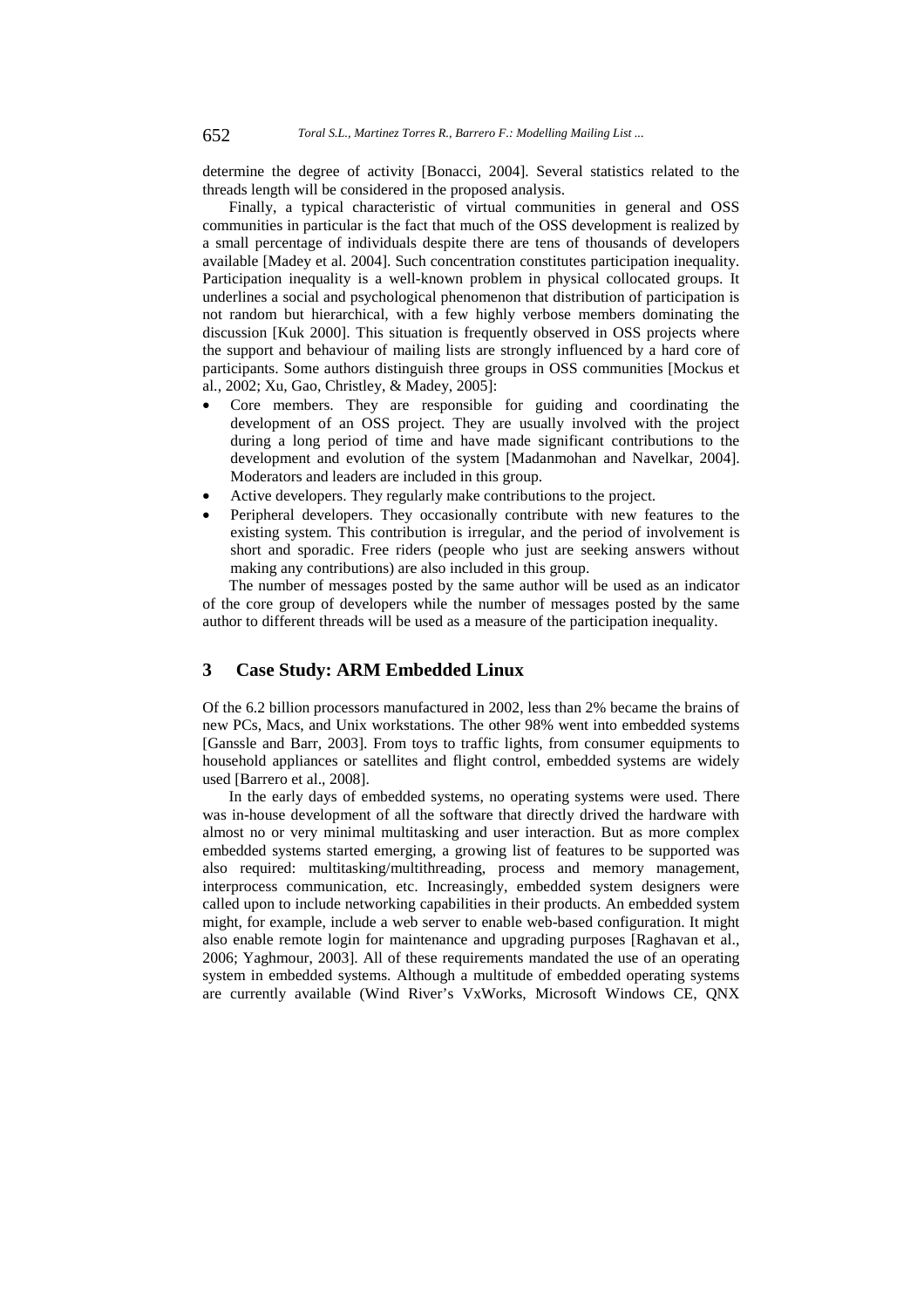determine the degree of activity [Bonacci, 2004]. Several statistics related to the threads length will be considered in the proposed analysis.

Finally, a typical characteristic of virtual communities in general and OSS communities in particular is the fact that much of the OSS development is realized by a small percentage of individuals despite there are tens of thousands of developers available [Madey et al. 2004]. Such concentration constitutes participation inequality. Participation inequality is a well-known problem in physical collocated groups. It underlines a social and psychological phenomenon that distribution of participation is not random but hierarchical, with a few highly verbose members dominating the discussion [Kuk 2000]. This situation is frequently observed in OSS projects where the support and behaviour of mailing lists are strongly influenced by a hard core of participants. Some authors distinguish three groups in OSS communities [Mockus et al., 2002; Xu, Gao, Christley, & Madey, 2005]:

- Core members. They are responsible for guiding and coordinating the development of an OSS project. They are usually involved with the project during a long period of time and have made significant contributions to the development and evolution of the system [Madanmohan and Navelkar, 2004]. Moderators and leaders are included in this group.
- Active developers. They regularly make contributions to the project.
- Peripheral developers. They occasionally contribute with new features to the existing system. This contribution is irregular, and the period of involvement is short and sporadic. Free riders (people who just are seeking answers without making any contributions) are also included in this group.

The number of messages posted by the same author will be used as an indicator of the core group of developers while the number of messages posted by the same author to different threads will be used as a measure of the participation inequality.

## 3 Case Study: ARM Embedded Linux

Of the 6.2 billion processors manufactured in 2002, less than 2% became the brains of new PCs, Macs, and Unix workstations. The other 98% went into embedded systems [Ganssle and Barr, 2003]. From toys to traffic lights, from consumer equipments to household appliances or satellites and flight control, embedded systems are widely used [Barrero et al., 2008].

In the early days of embedded systems, no operating systems were used. There was in-house development of all the software that directly drived the hardware with almost no or very minimal multitasking and user interaction. But as more complex embedded systems started emerging, a growing list of features to be supported was also required: multitasking/multithreading, process and memory management, interprocess communication, etc. Increasingly, embedded system designers were called upon to include networking capabilities in their products. An embedded system might, for example, include a web server to enable web-based configuration. It might also enable remote login for maintenance and upgrading purposes [Raghavan et al., 2006; Yaghmour, 2003]. All of these requirements mandated the use of an operating system in embedded systems. Although a multitude of embedded operating systems are currently available (Wind River's VxWorks, Microsoft Windows CE, QNX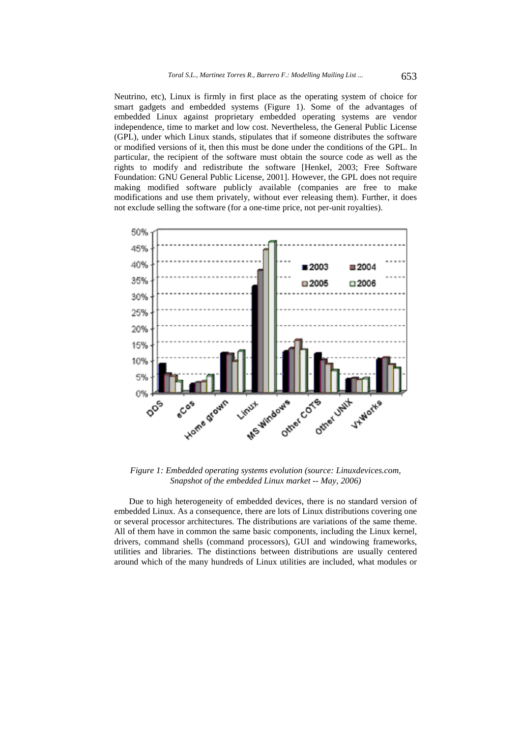Neutrino, etc), Linux is firmly in first place as the operating system of choice for smart gadgets and embedded systems (Figure 1). Some of the advantages of embedded Linux against proprietary embedded operating systems are vendor independence, time to market and low cost. Nevertheless, the General Public License (GPL), under which Linux stands, stipulates that if someone distributes the software or modified versions of it, then this must be done under the conditions of the GPL. In particular, the recipient of the software must obtain the source code as well as the rights to modify and redistribute the software [Henkel, 2003; Free Software Foundation: GNU General Public License, 2001]. However, the GPL does not require making modified software publicly available (companies are free to make modifications and use them privately, without ever releasing them). Further, it does not exclude selling the software (for a one-time price, not per-unit royalties).

*Figure 1: Embedded operating systems evolution (source: Linuxdevices.com, Snapshot of the embedded Linux market -- May, 2006)*

Due to high heterogeneity of embedded devices, there is no standard version of embedded Linux. As a consequence, there are lots of Linux distributions covering one or several processor architectures. The distributions are variations of the same theme. All of them have in common the same basic components, including the Linux kernel, drivers, command shells (command processors), GUI and windowing frameworks, utilities and libraries. The distinctions between distributions are usually centered around which of the many hundreds of Linux utilities are included, what modules or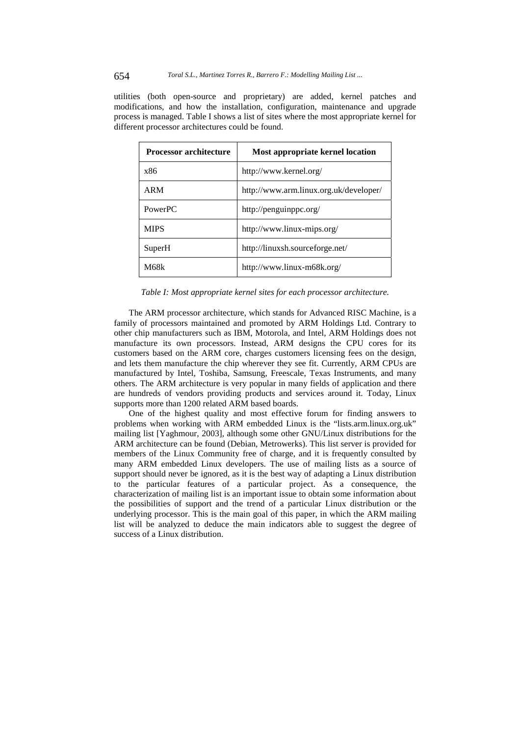utilities (both open-source and proprietary) are added, kernel patches and modifications, and how the installation, configuration, maintenance and upgrade process is managed. Table I shows a list of sites where the most appropriate kernel for different processor architectures could be found.

| Processor architecture | Most appropriate kernel location |
| --- | --- |
| x86 | http://www.kernel.org/ |
| ARM | http://www.arm.linux.org.uk/developer/ |
| PowerPC | http://penguinppc.org/ |
| MIPS | http://www.linux-mips.org/ |
| SuperH | http://linuxsh.sourceforge.net/ |
| M68k | http://www.linux-m68k.org/ |

*Table I: Most appropriate kernel sites for each processor architecture.*

The ARM processor architecture, which stands for Advanced RISC Machine, is a family of processors maintained and promoted by ARM Holdings Ltd. Contrary to other chip manufacturers such as IBM, Motorola, and Intel, ARM Holdings does not manufacture its own processors. Instead, ARM designs the CPU cores for its customers based on the ARM core, charges customers licensing fees on the design, and lets them manufacture the chip wherever they see fit. Currently, ARM CPUs are manufactured by Intel, Toshiba, Samsung, Freescale, Texas Instruments, and many others. The ARM architecture is very popular in many fields of application and there are hundreds of vendors providing products and services around it. Today, Linux supports more than 1200 related ARM based boards.

One of the highest quality and most effective forum for finding answers to problems when working with ARM embedded Linux is the "lists.arm.linux.org.uk" mailing list [Yaghmour, 2003], although some other GNU/Linux distributions for the ARM architecture can be found (Debian, Metrowerks). This list server is provided for members of the Linux Community free of charge, and it is frequently consulted by many ARM embedded Linux developers. The use of mailing lists as a source of support should never be ignored, as it is the best way of adapting a Linux distribution to the particular features of a particular project. As a consequence, the characterization of mailing list is an important issue to obtain some information about the possibilities of support and the trend of a particular Linux distribution or the underlying processor. This is the main goal of this paper, in which the ARM mailing list will be analyzed to deduce the main indicators able to suggest the degree of success of a Linux distribution.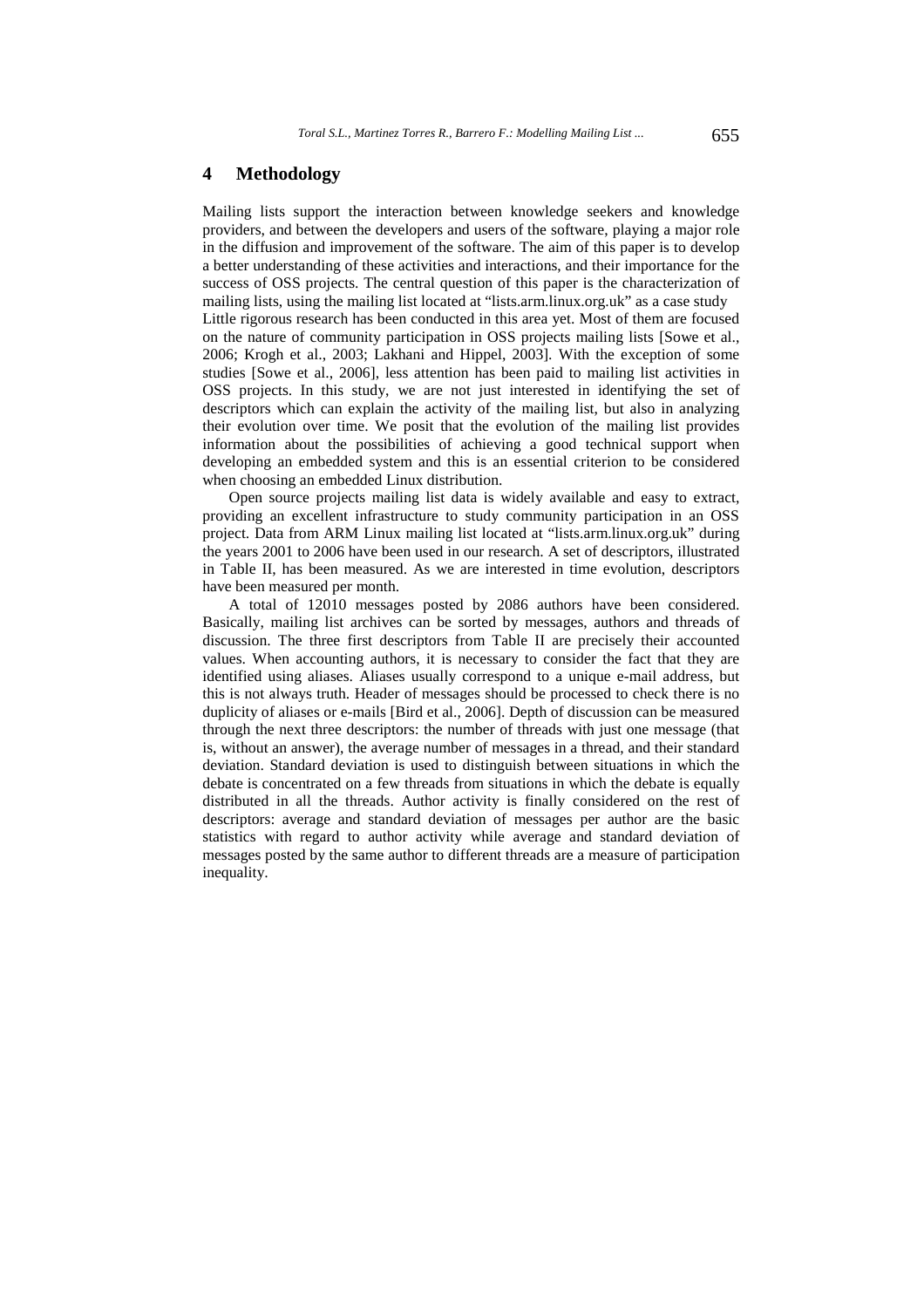## 4 Methodology

Mailing lists support the interaction between knowledge seekers and knowledge providers, and between the developers and users of the software, playing a major role in the diffusion and improvement of the software. The aim of this paper is to develop a better understanding of these activities and interactions, and their importance for the success of OSS projects. The central question of this paper is the characterization of mailing lists, using the mailing list located at "lists.arm.linux.org.uk" as a case study Little rigorous research has been conducted in this area yet. Most of them are focused on the nature of community participation in OSS projects mailing lists [Sowe et al., 2006; Krogh et al., 2003; Lakhani and Hippel, 2003]. With the exception of some studies [Sowe et al., 2006], less attention has been paid to mailing list activities in OSS projects. In this study, we are not just interested in identifying the set of descriptors which can explain the activity of the mailing list, but also in analyzing their evolution over time. We posit that the evolution of the mailing list provides information about the possibilities of achieving a good technical support when developing an embedded system and this is an essential criterion to be considered when choosing an embedded Linux distribution.

Open source projects mailing list data is widely available and easy to extract, providing an excellent infrastructure to study community participation in an OSS project. Data from ARM Linux mailing list located at "lists.arm.linux.org.uk" during the years 2001 to 2006 have been used in our research. A set of descriptors, illustrated in Table II, has been measured. As we are interested in time evolution, descriptors have been measured per month.

A total of 12010 messages posted by 2086 authors have been considered. Basically, mailing list archives can be sorted by messages, authors and threads of discussion. The three first descriptors from Table II are precisely their accounted values. When accounting authors, it is necessary to consider the fact that they are identified using aliases. Aliases usually correspond to a unique e-mail address, but this is not always truth. Header of messages should be processed to check there is no duplicity of aliases or e-mails [Bird et al., 2006]. Depth of discussion can be measured through the next three descriptors: the number of threads with just one message (that is, without an answer), the average number of messages in a thread, and their standard deviation. Standard deviation is used to distinguish between situations in which the debate is concentrated on a few threads from situations in which the debate is equally distributed in all the threads. Author activity is finally considered on the rest of descriptors: average and standard deviation of messages per author are the basic statistics with regard to author activity while average and standard deviation of messages posted by the same author to different threads are a measure of participation inequality.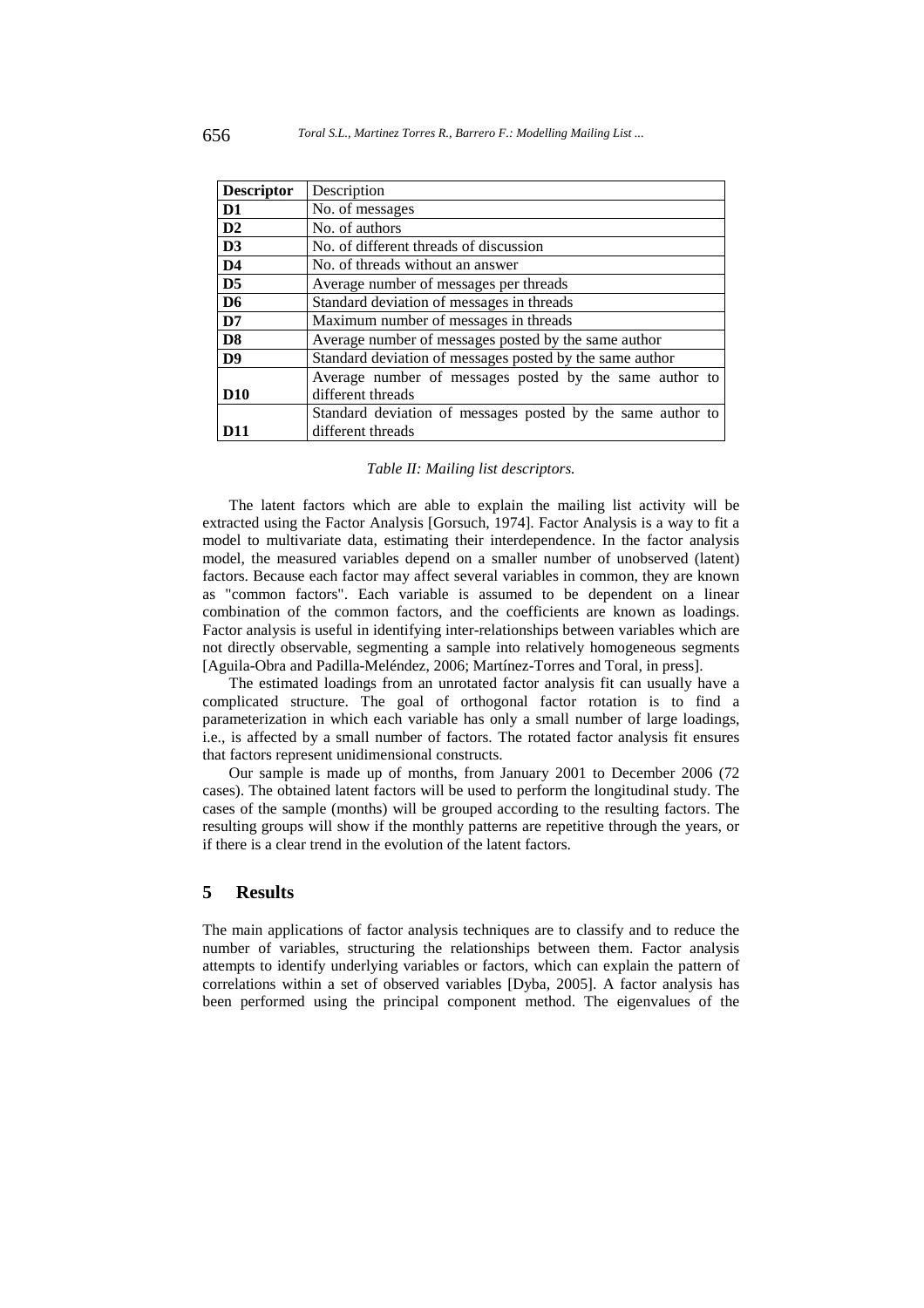| Descriptor | Description |
|---|---|
| **D1** | No. of messages |
| **D2** | No. of authors |
| **D3** | No. of different threads of discussion |
| **D4** | No. of threads without an answer |
| **D5** | Average number of messages per threads |
| **D6** | Standard deviation of messages in threads |
| **D7** | Maximum number of messages in threads |
| **D8** | Average number of messages posted by the same author |
| **D9** | Standard deviation of messages posted by the same author |
| **D10** | Average number of messages posted by the same author to different threads |
| **D11** | Standard deviation of messages posted by the same author to different threads |

*Table II: Mailing list descriptors.*

The latent factors which are able to explain the mailing list activity will be extracted using the Factor Analysis [Gorsuch, 1974]. Factor Analysis is a way to fit a model to multivariate data, estimating their interdependence. In the factor analysis model, the measured variables depend on a smaller number of unobserved (latent) factors. Because each factor may affect several variables in common, they are known as "common factors". Each variable is assumed to be dependent on a linear combination of the common factors, and the coefficients are known as loadings. Factor analysis is useful in identifying inter-relationships between variables which are not directly observable, segmenting a sample into relatively homogeneous segments [Aguila-Obra and Padilla-Meléndez, 2006; Martínez-Torres and Toral, in press].

The estimated loadings from an unrotated factor analysis fit can usually have a complicated structure. The goal of orthogonal factor rotation is to find a parameterization in which each variable has only a small number of large loadings, i.e., is affected by a small number of factors. The rotated factor analysis fit ensures that factors represent unidimensional constructs.

Our sample is made up of months, from January 2001 to December 2006 (72 cases). The obtained latent factors will be used to perform the longitudinal study. The cases of the sample (months) will be grouped according to the resulting factors. The resulting groups will show if the monthly patterns are repetitive through the years, or if there is a clear trend in the evolution of the latent factors.

## 5 Results

The main applications of factor analysis techniques are to classify and to reduce the number of variables, structuring the relationships between them. Factor analysis attempts to identify underlying variables or factors, which can explain the pattern of correlations within a set of observed variables [Dyba, 2005]. A factor analysis has been performed using the principal component method. The eigenvalues of the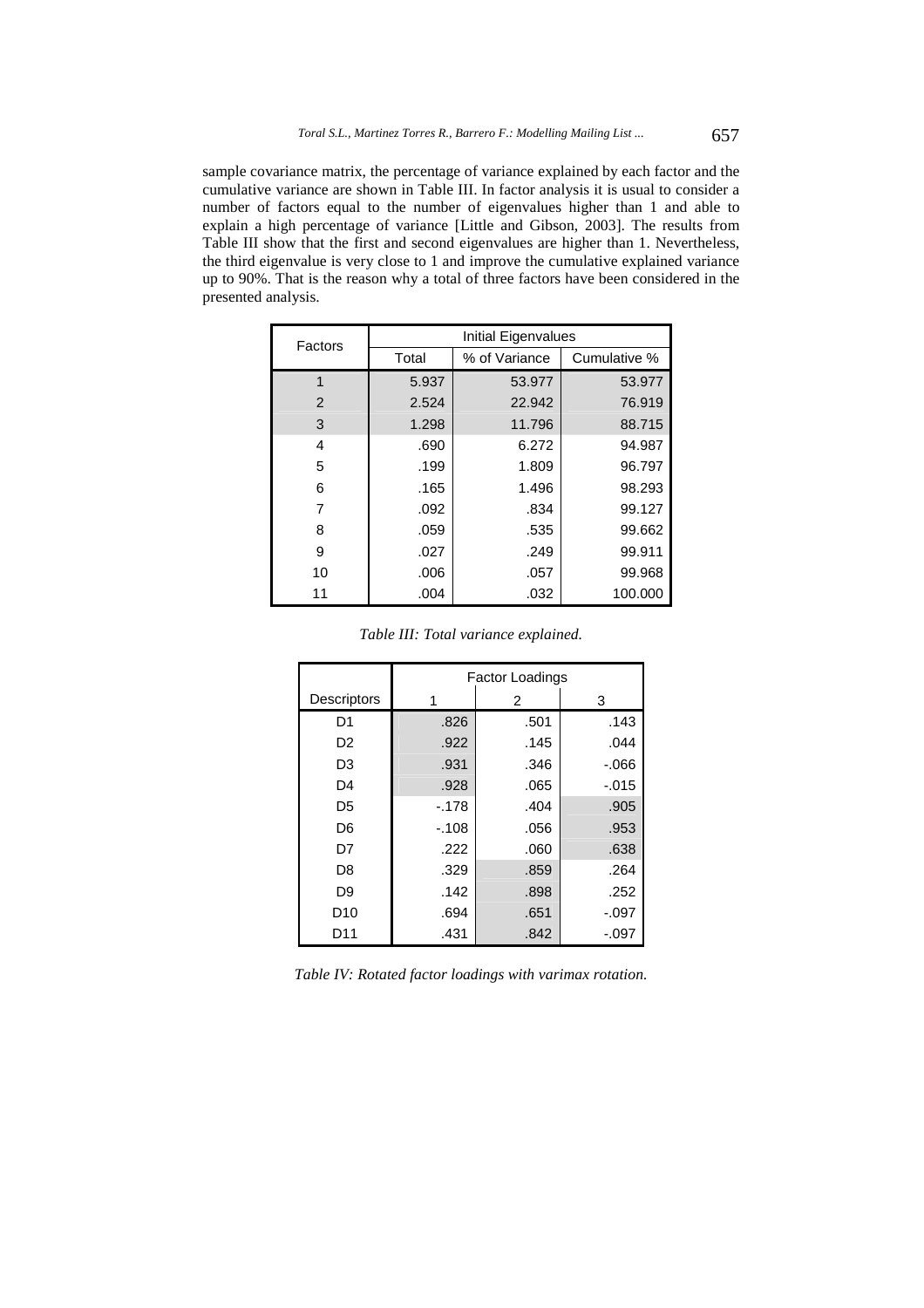sample covariance matrix, the percentage of variance explained by each factor and the cumulative variance are shown in Table III. In factor analysis it is usual to consider a number of factors equal to the number of eigenvalues higher than 1 and able to explain a high percentage of variance [Little and Gibson, 2003]. The results from Table III show that the first and second eigenvalues are higher than 1. Nevertheless, the third eigenvalue is very close to 1 and improve the cumulative explained variance up to 90%. That is the reason why a total of three factors have been considered in the presented analysis.

| Factors | Initial Eigenvalues | | |
|---|---|---|---|
| | Total | % of Variance | Cumulative % |
| 1 | 5.937 | 53.977 | 53.977 |
| 2 | 2.524 | 22.942 | 76.919 |
| 3 | 1.298 | 11.796 | 88.715 |
| 4 | .690 | 6.272 | 94.987 |
| 5 | .199 | 1.809 | 96.797 |
| 6 | .165 | 1.496 | 98.293 |
| 7 | .092 | .834 | 99.127 |
| 8 | .059 | .535 | 99.662 |
| 9 | .027 | .249 | 99.911 |
| 10 | .006 | .057 | 99.968 |
| 11 | .004 | .032 | 100.000 |

*Table III: Total variance explained.*

| | Factor Loadings | | |
|---|---|---|---|
| Descriptors | 1 | 2 | 3 |
| D1 | .826 | .501 | .143 |
| D2 | .922 | .145 | .044 |
| D3 | .931 | .346 | -.066 |
| D4 | .928 | .065 | -.015 |
| D5 | -.178 | .404 | .905 |
| D6 | -.108 | .056 | .953 |
| D7 | .222 | .060 | .638 |
| D8 | .329 | .859 | .264 |
| D9 | .142 | .898 | .252 |
| D10 | .694 | .651 | -.097 |
| D11 | .431 | .842 | -.097 |

*Table IV: Rotated factor loadings with varimax rotation.*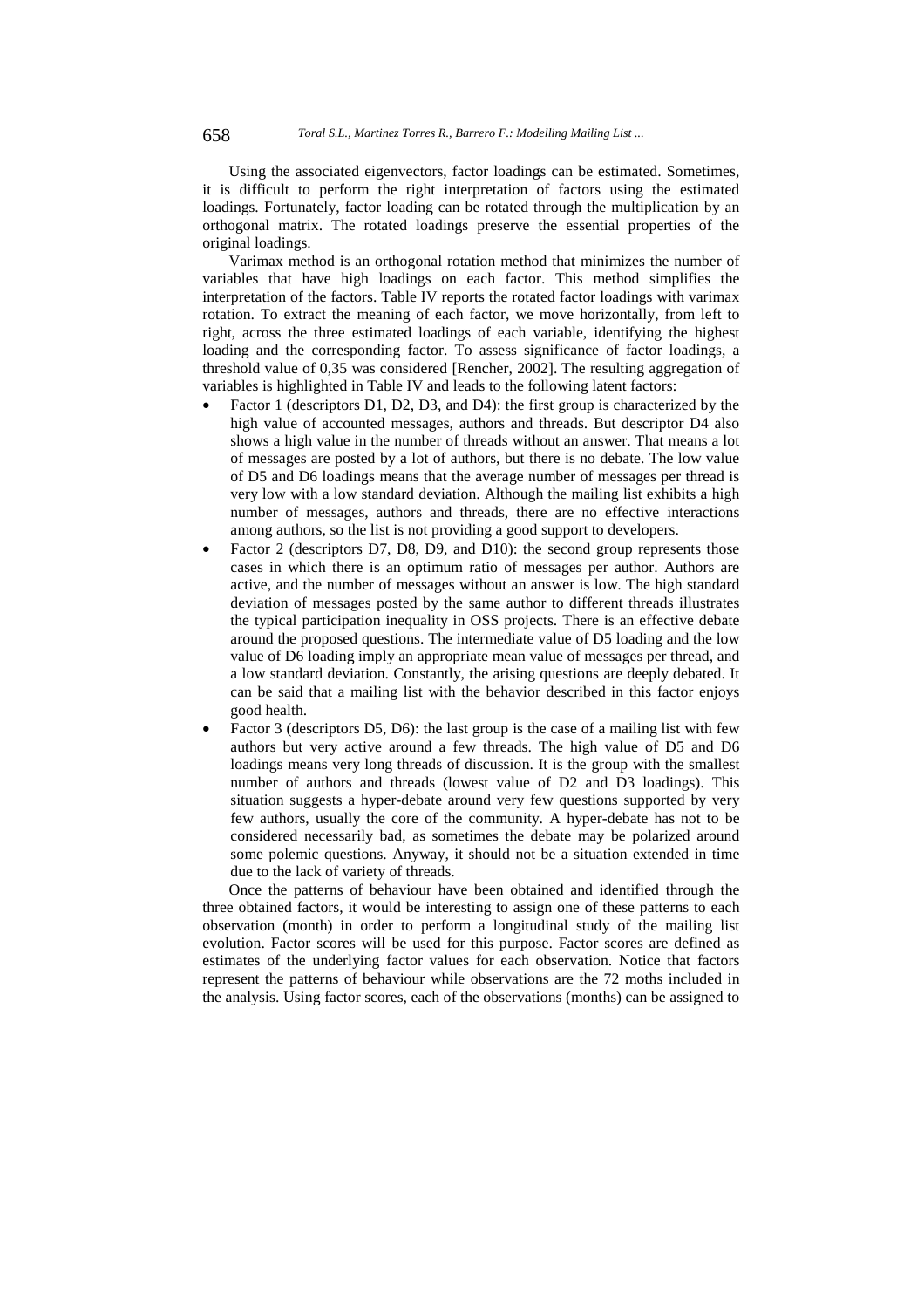Using the associated eigenvectors, factor loadings can be estimated. Sometimes, it is difficult to perform the right interpretation of factors using the estimated loadings. Fortunately, factor loading can be rotated through the multiplication by an orthogonal matrix. The rotated loadings preserve the essential properties of the original loadings.

Varimax method is an orthogonal rotation method that minimizes the number of variables that have high loadings on each factor. This method simplifies the interpretation of the factors. Table IV reports the rotated factor loadings with varimax rotation. To extract the meaning of each factor, we move horizontally, from left to right, across the three estimated loadings of each variable, identifying the highest loading and the corresponding factor. To assess significance of factor loadings, a threshold value of 0,35 was considered [Rencher, 2002]. The resulting aggregation of variables is highlighted in Table IV and leads to the following latent factors:

- Factor 1 (descriptors D1, D2, D3, and D4): the first group is characterized by the high value of accounted messages, authors and threads. But descriptor D4 also shows a high value in the number of threads without an answer. That means a lot of messages are posted by a lot of authors, but there is no debate. The low value of D5 and D6 loadings means that the average number of messages per thread is very low with a low standard deviation. Although the mailing list exhibits a high number of messages, authors and threads, there are no effective interactions among authors, so the list is not providing a good support to developers.
- Factor 2 (descriptors D7, D8, D9, and D10): the second group represents those cases in which there is an optimum ratio of messages per author. Authors are active, and the number of messages without an answer is low. The high standard deviation of messages posted by the same author to different threads illustrates the typical participation inequality in OSS projects. There is an effective debate around the proposed questions. The intermediate value of D5 loading and the low value of D6 loading imply an appropriate mean value of messages per thread, and a low standard deviation. Constantly, the arising questions are deeply debated. It can be said that a mailing list with the behavior described in this factor enjoys good health.
- Factor 3 (descriptors D5, D6): the last group is the case of a mailing list with few authors but very active around a few threads. The high value of D5 and D6 loadings means very long threads of discussion. It is the group with the smallest number of authors and threads (lowest value of D2 and D3 loadings). This situation suggests a hyper-debate around very few questions supported by very few authors, usually the core of the community. A hyper-debate has not to be considered necessarily bad, as sometimes the debate may be polarized around some polemic questions. Anyway, it should not be a situation extended in time due to the lack of variety of threads.

Once the patterns of behaviour have been obtained and identified through the three obtained factors, it would be interesting to assign one of these patterns to each observation (month) in order to perform a longitudinal study of the mailing list evolution. Factor scores will be used for this purpose. Factor scores are defined as estimates of the underlying factor values for each observation. Notice that factors represent the patterns of behaviour while observations are the 72 moths included in the analysis. Using factor scores, each of the observations (months) can be assigned to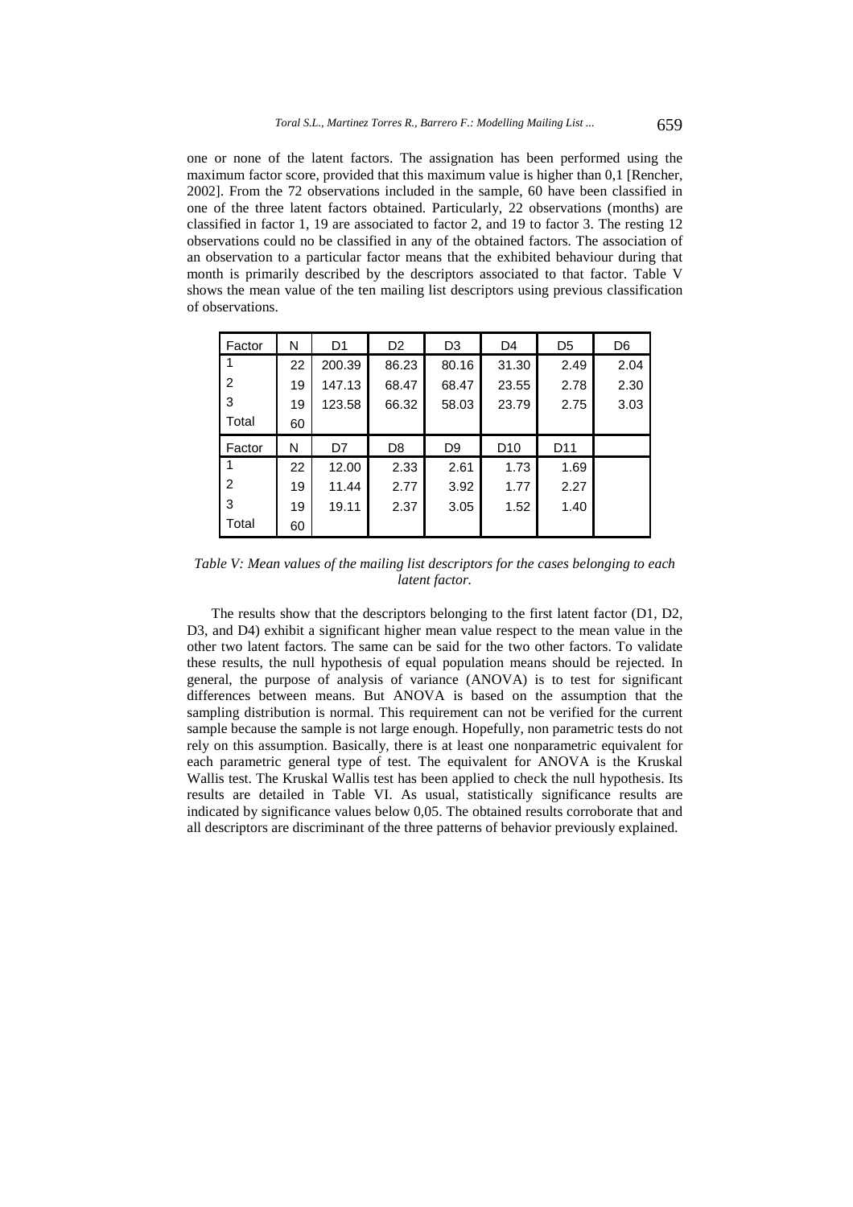one or none of the latent factors. The assignation has been performed using the maximum factor score, provided that this maximum value is higher than 0,1 [Rencher, 2002]. From the 72 observations included in the sample, 60 have been classified in one of the three latent factors obtained. Particularly, 22 observations (months) are classified in factor 1, 19 are associated to factor 2, and 19 to factor 3. The resting 12 observations could no be classified in any of the obtained factors. The association of an observation to a particular factor means that the exhibited behaviour during that month is primarily described by the descriptors associated to that factor. Table V shows the mean value of the ten mailing list descriptors using previous classification of observations.

| Factor | N | D1 | D2 | D3 | D4 | D5 | D6 |
|---|---|---|---|---|---|---|---|
| 1 | 22 | 200.39 | 86.23 | 80.16 | 31.30 | 2.49 | 2.04 |
| 2 | 19 | 147.13 | 68.47 | 68.47 | 23.55 | 2.78 | 2.30 |
| 3 | 19 | 123.58 | 66.32 | 58.03 | 23.79 | 2.75 | 3.03 |
| Total | 60 | | | | | | |
| **Factor** | **N** | **D7** | **D8** | **D9** | **D10** | **D11** | |
| 1 | 22 | 12.00 | 2.33 | 2.61 | 1.73 | 1.69 | |
| 2 | 19 | 11.44 | 2.77 | 3.92 | 1.77 | 2.27 | |
| 3 | 19 | 19.11 | 2.37 | 3.05 | 1.52 | 1.40 | |
| Total | 60 | | | | | | |

*Table V: Mean values of the mailing list descriptors for the cases belonging to each latent factor.*

The results show that the descriptors belonging to the first latent factor (D1, D2, D3, and D4) exhibit a significant higher mean value respect to the mean value in the other two latent factors. The same can be said for the two other factors. To validate these results, the null hypothesis of equal population means should be rejected. In general, the purpose of analysis of variance (ANOVA) is to test for significant differences between means. But ANOVA is based on the assumption that the sampling distribution is normal. This requirement can not be verified for the current sample because the sample is not large enough. Hopefully, non parametric tests do not rely on this assumption. Basically, there is at least one nonparametric equivalent for each parametric general type of test. The equivalent for ANOVA is the Kruskal Wallis test. The Kruskal Wallis test has been applied to check the null hypothesis. Its results are detailed in Table VI. As usual, statistically significance results are indicated by significance values below 0,05. The obtained results corroborate that and all descriptors are discriminant of the three patterns of behavior previously explained.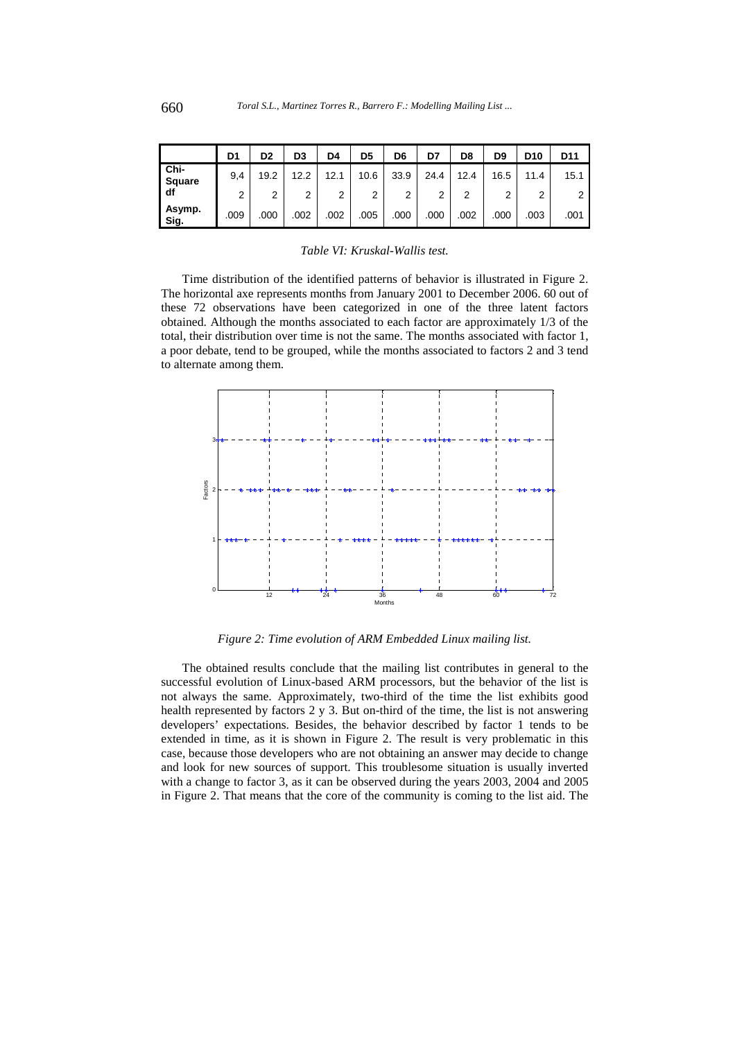|  | D1 | D2 | D3 | D4 | D5 | D6 | D7 | D8 | D9 | D10 | D11 |
|---|---|---|---|---|---|---|---|---|---|---|---|
| Chi-Square | 9,4 | 19.2 | 12.2 | 12.1 | 10.6 | 33.9 | 24.4 | 12.4 | 16.5 | 11.4 | 15.1 |
| df | 2 | 2 | 2 | 2 | 2 | 2 | 2 | 2 | 2 | 2 | 2 |
| Asymp. Sig. | .009 | .000 | .002 | .002 | .005 | .000 | .000 | .002 | .000 | .003 | .001 |

*Table VI: Kruskal-Wallis test.*

Time distribution of the identified patterns of behavior is illustrated in Figure 2. The horizontal axe represents months from January 2001 to December 2006. 60 out of these 72 observations have been categorized in one of the three latent factors obtained. Although the months associated to each factor are approximately 1/3 of the total, their distribution over time is not the same. The months associated with factor 1, a poor debate, tend to be grouped, while the months associated to factors 2 and 3 tend to alternate among them.

*Figure 2: Time evolution of ARM Embedded Linux mailing list.*

The obtained results conclude that the mailing list contributes in general to the successful evolution of Linux-based ARM processors, but the behavior of the list is not always the same. Approximately, two-third of the time the list exhibits good health represented by factors 2 y 3. But on-third of the time, the list is not answering developers' expectations. Besides, the behavior described by factor 1 tends to be extended in time, as it is shown in Figure 2. The result is very problematic in this case, because those developers who are not obtaining an answer may decide to change and look for new sources of support. This troublesome situation is usually inverted with a change to factor 3, as it can be observed during the years 2003, 2004 and 2005 in Figure 2. That means that the core of the community is coming to the list aid. The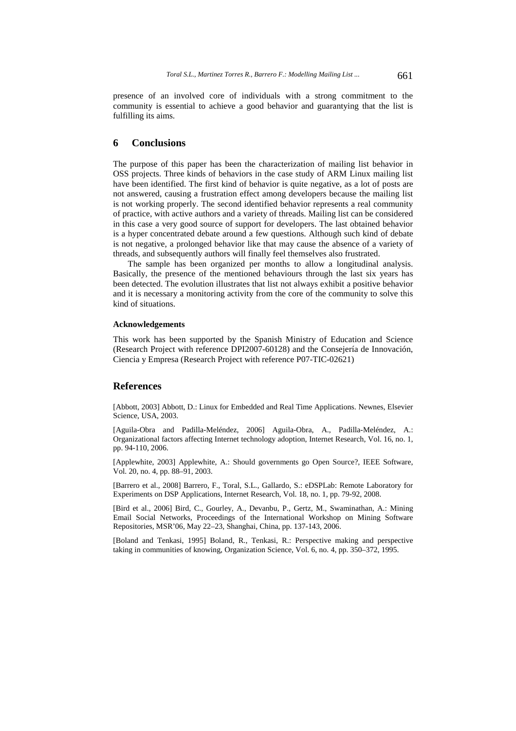presence of an involved core of individuals with a strong commitment to the community is essential to achieve a good behavior and guarantying that the list is fulfilling its aims.

## 6 Conclusions

The purpose of this paper has been the characterization of mailing list behavior in OSS projects. Three kinds of behaviors in the case study of ARM Linux mailing list have been identified. The first kind of behavior is quite negative, as a lot of posts are not answered, causing a frustration effect among developers because the mailing list is not working properly. The second identified behavior represents a real community of practice, with active authors and a variety of threads. Mailing list can be considered in this case a very good source of support for developers. The last obtained behavior is a hyper concentrated debate around a few questions. Although such kind of debate is not negative, a prolonged behavior like that may cause the absence of a variety of threads, and subsequently authors will finally feel themselves also frustrated.

The sample has been organized per months to allow a longitudinal analysis. Basically, the presence of the mentioned behaviours through the last six years has been detected. The evolution illustrates that list not always exhibit a positive behavior and it is necessary a monitoring activity from the core of the community to solve this kind of situations.

#### Acknowledgements

This work has been supported by the Spanish Ministry of Education and Science (Research Project with reference DPI2007-60128) and the Consejería de Innovación, Ciencia y Empresa (Research Project with reference P07-TIC-02621)

## References

[Abbott, 2003] Abbott, D.: Linux for Embedded and Real Time Applications. Newnes, Elsevier Science, USA, 2003.

[Aguila-Obra and Padilla-Meléndez, 2006] Aguila-Obra, A., Padilla-Meléndez, A.: Organizational factors affecting Internet technology adoption, Internet Research, Vol. 16, no. 1, pp. 94-110, 2006.

[Applewhite, 2003] Applewhite, A.: Should governments go Open Source?, IEEE Software, Vol. 20, no. 4, pp. 88–91, 2003.

[Barrero et al., 2008] Barrero, F., Toral, S.L., Gallardo, S.: eDSPLab: Remote Laboratory for Experiments on DSP Applications, Internet Research, Vol. 18, no. 1, pp. 79-92, 2008.

[Bird et al., 2006] Bird, C., Gourley, A., Devanbu, P., Gertz, M., Swaminathan, A.: Mining Email Social Networks, Proceedings of the International Workshop on Mining Software Repositories, MSR'06, May 22–23, Shanghai, China, pp. 137-143, 2006.

[Boland and Tenkasi, 1995] Boland, R., Tenkasi, R.: Perspective making and perspective taking in communities of knowing, Organization Science, Vol. 6, no. 4, pp. 350–372, 1995.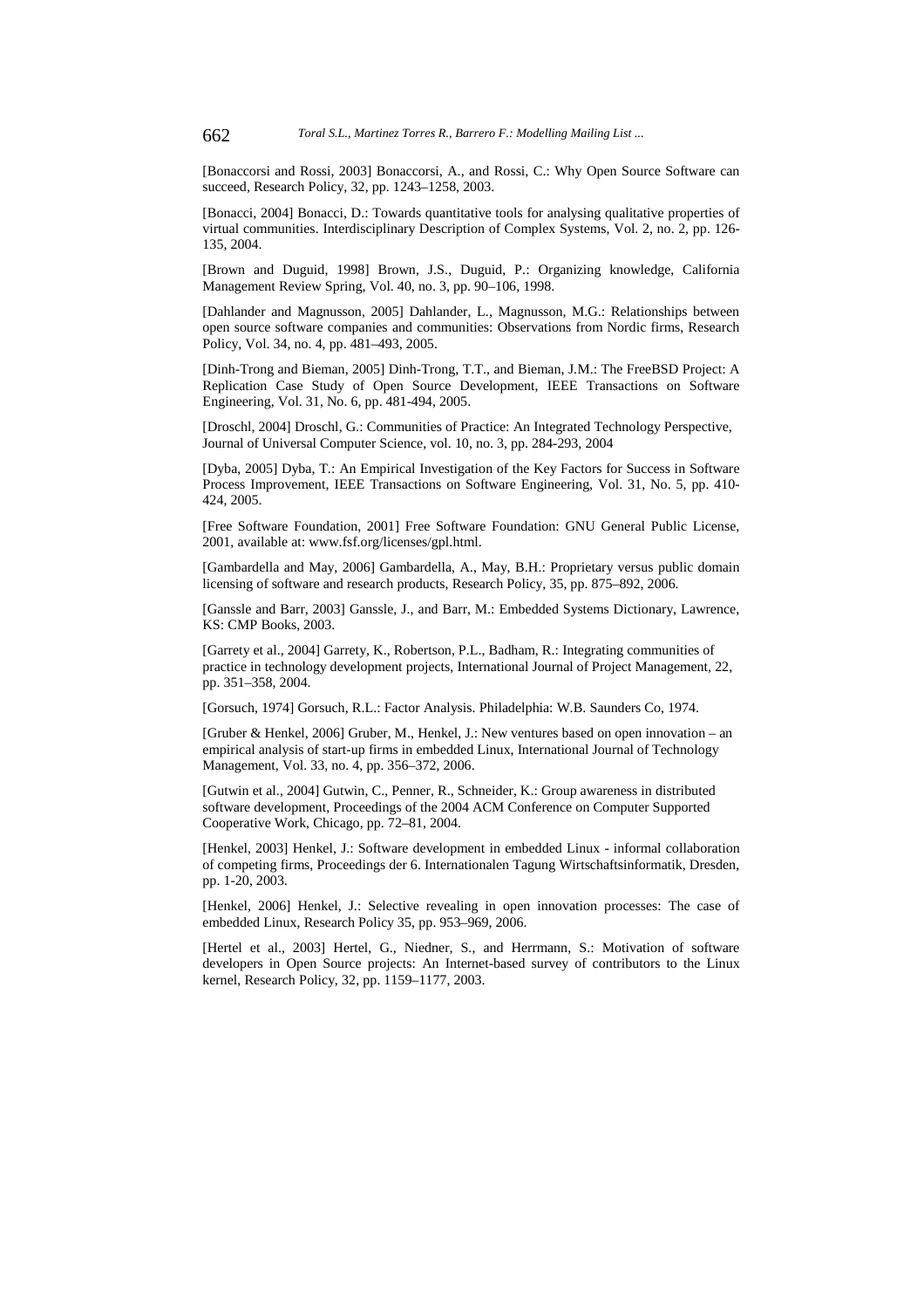[Bonaccorsi and Rossi, 2003] Bonaccorsi, A., and Rossi, C.: Why Open Source Software can succeed, Research Policy, 32, pp. 1243–1258, 2003.

[Bonacci, 2004] Bonacci, D.: Towards quantitative tools for analysing qualitative properties of virtual communities. Interdisciplinary Description of Complex Systems, Vol. 2, no. 2, pp. 126-135, 2004.

[Brown and Duguid, 1998] Brown, J.S., Duguid, P.: Organizing knowledge, California Management Review Spring, Vol. 40, no. 3, pp. 90–106, 1998.

[Dahlander and Magnusson, 2005] Dahlander, L., Magnusson, M.G.: Relationships between open source software companies and communities: Observations from Nordic firms, Research Policy, Vol. 34, no. 4, pp. 481–493, 2005.

[Dinh-Trong and Bieman, 2005] Dinh-Trong, T.T., and Bieman, J.M.: The FreeBSD Project: A Replication Case Study of Open Source Development, IEEE Transactions on Software Engineering, Vol. 31, No. 6, pp. 481-494, 2005.

[Droschl, 2004] Droschl, G.: Communities of Practice: An Integrated Technology Perspective, Journal of Universal Computer Science, vol. 10, no. 3, pp. 284-293, 2004

[Dyba, 2005] Dyba, T.: An Empirical Investigation of the Key Factors for Success in Software Process Improvement, IEEE Transactions on Software Engineering, Vol. 31, No. 5, pp. 410-424, 2005.

[Free Software Foundation, 2001] Free Software Foundation: GNU General Public License, 2001, available at: www.fsf.org/licenses/gpl.html.

[Gambardella and May, 2006] Gambardella, A., May, B.H.: Proprietary versus public domain licensing of software and research products, Research Policy, 35, pp. 875–892, 2006.

[Ganssle and Barr, 2003] Ganssle, J., and Barr, M.: Embedded Systems Dictionary, Lawrence, KS: CMP Books, 2003.

[Garrety et al., 2004] Garrety, K., Robertson, P.L., Badham, R.: Integrating communities of practice in technology development projects, International Journal of Project Management, 22, pp. 351–358, 2004.

[Gorsuch, 1974] Gorsuch, R.L.: Factor Analysis. Philadelphia: W.B. Saunders Co, 1974.

[Gruber & Henkel, 2006] Gruber, M., Henkel, J.: New ventures based on open innovation – an empirical analysis of start-up firms in embedded Linux, International Journal of Technology Management, Vol. 33, no. 4, pp. 356–372, 2006.

[Gutwin et al., 2004] Gutwin, C., Penner, R., Schneider, K.: Group awareness in distributed software development, Proceedings of the 2004 ACM Conference on Computer Supported Cooperative Work, Chicago, pp. 72–81, 2004.

[Henkel, 2003] Henkel, J.: Software development in embedded Linux - informal collaboration of competing firms, Proceedings der 6. Internationalen Tagung Wirtschaftsinformatik, Dresden, pp. 1-20, 2003.

[Henkel, 2006] Henkel, J.: Selective revealing in open innovation processes: The case of embedded Linux, Research Policy 35, pp. 953–969, 2006.

[Hertel et al., 2003] Hertel, G., Niedner, S., and Herrmann, S.: Motivation of software developers in Open Source projects: An Internet-based survey of contributors to the Linux kernel, Research Policy, 32, pp. 1159–1177, 2003.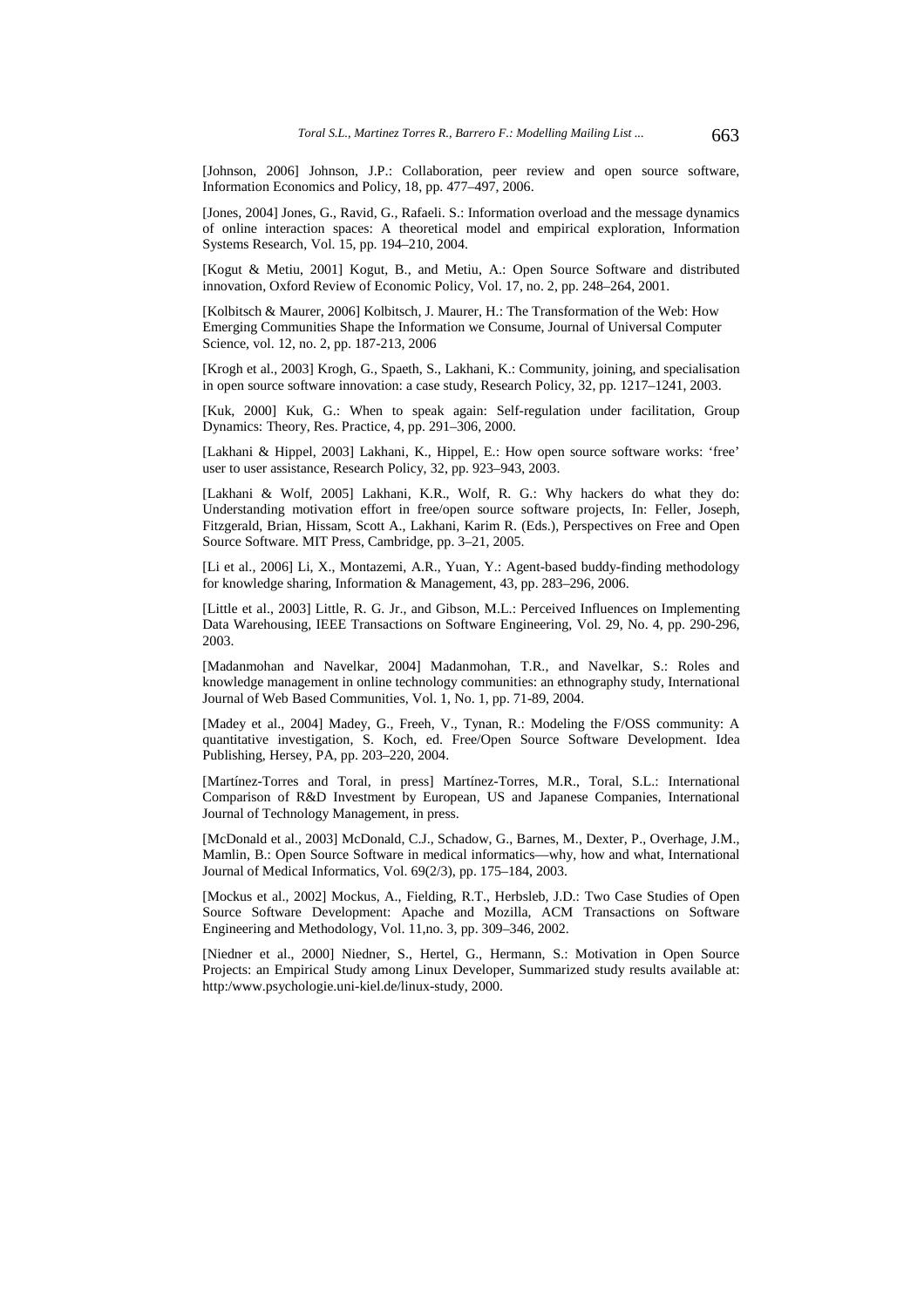[Johnson, 2006] Johnson, J.P.: Collaboration, peer review and open source software, Information Economics and Policy, 18, pp. 477–497, 2006.

[Jones, 2004] Jones, G., Ravid, G., Rafaeli. S.: Information overload and the message dynamics of online interaction spaces: A theoretical model and empirical exploration, Information Systems Research, Vol. 15, pp. 194–210, 2004.

[Kogut & Metiu, 2001] Kogut, B., and Metiu, A.: Open Source Software and distributed innovation, Oxford Review of Economic Policy, Vol. 17, no. 2, pp. 248–264, 2001.

[Kolbitsch & Maurer, 2006] Kolbitsch, J. Maurer, H.: The Transformation of the Web: How Emerging Communities Shape the Information we Consume, Journal of Universal Computer Science, vol. 12, no. 2, pp. 187-213, 2006

[Krogh et al., 2003] Krogh, G., Spaeth, S., Lakhani, K.: Community, joining, and specialisation in open source software innovation: a case study, Research Policy, 32, pp. 1217–1241, 2003.

[Kuk, 2000] Kuk, G.: When to speak again: Self-regulation under facilitation, Group Dynamics: Theory, Res. Practice, 4, pp. 291–306, 2000.

[Lakhani & Hippel, 2003] Lakhani, K., Hippel, E.: How open source software works: 'free' user to user assistance, Research Policy, 32, pp. 923–943, 2003.

[Lakhani & Wolf, 2005] Lakhani, K.R., Wolf, R. G.: Why hackers do what they do: Understanding motivation effort in free/open source software projects, In: Feller, Joseph, Fitzgerald, Brian, Hissam, Scott A., Lakhani, Karim R. (Eds.), Perspectives on Free and Open Source Software. MIT Press, Cambridge, pp. 3–21, 2005.

[Li et al., 2006] Li, X., Montazemi, A.R., Yuan, Y.: Agent-based buddy-finding methodology for knowledge sharing, Information & Management, 43, pp. 283–296, 2006.

[Little et al., 2003] Little, R. G. Jr., and Gibson, M.L.: Perceived Influences on Implementing Data Warehousing, IEEE Transactions on Software Engineering, Vol. 29, No. 4, pp. 290-296, 2003.

[Madanmohan and Navelkar, 2004] Madanmohan, T.R., and Navelkar, S.: Roles and knowledge management in online technology communities: an ethnography study, International Journal of Web Based Communities, Vol. 1, No. 1, pp. 71-89, 2004.

[Madey et al., 2004] Madey, G., Freeh, V., Tynan, R.: Modeling the F/OSS community: A quantitative investigation, S. Koch, ed. Free/Open Source Software Development. Idea Publishing, Hersey, PA, pp. 203–220, 2004.

[Martínez-Torres and Toral, in press] Martínez-Torres, M.R., Toral, S.L.: International Comparison of R&D Investment by European, US and Japanese Companies, International Journal of Technology Management, in press.

[McDonald et al., 2003] McDonald, C.J., Schadow, G., Barnes, M., Dexter, P., Overhage, J.M., Mamlin, B.: Open Source Software in medical informatics—why, how and what, International Journal of Medical Informatics, Vol. 69(2/3), pp. 175–184, 2003.

[Mockus et al., 2002] Mockus, A., Fielding, R.T., Herbsleb, J.D.: Two Case Studies of Open Source Software Development: Apache and Mozilla, ACM Transactions on Software Engineering and Methodology, Vol. 11,no. 3, pp. 309–346, 2002.

[Niedner et al., 2000] Niedner, S., Hertel, G., Hermann, S.: Motivation in Open Source Projects: an Empirical Study among Linux Developer, Summarized study results available at: http:/www.psychologie.uni-kiel.de/linux-study, 2000.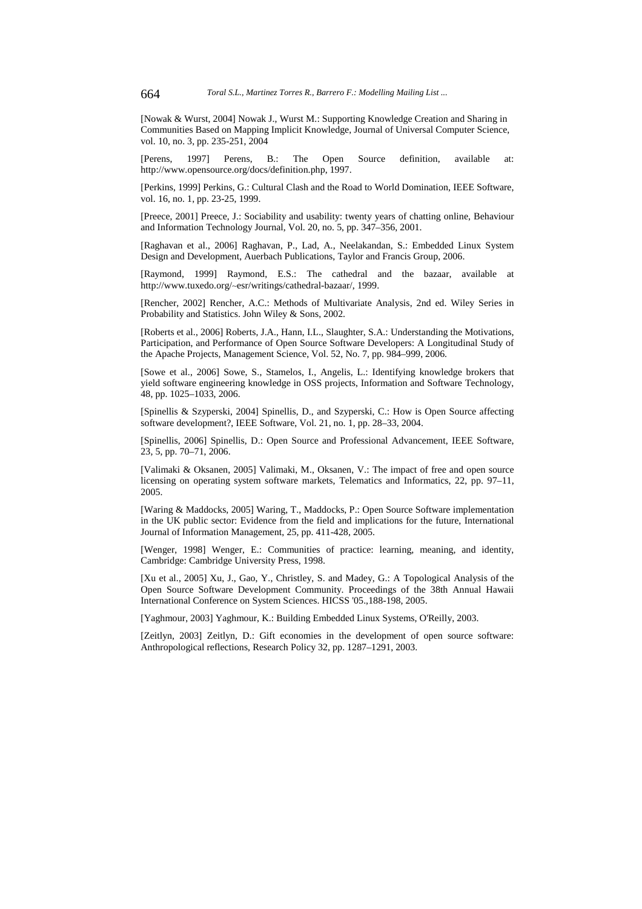[Nowak & Wurst, 2004] Nowak J., Wurst M.: Supporting Knowledge Creation and Sharing in Communities Based on Mapping Implicit Knowledge, Journal of Universal Computer Science, vol. 10, no. 3, pp. 235-251, 2004

[Perens, 1997] Perens, B.: The Open Source definition, available at: http://www.opensource.org/docs/definition.php, 1997.

[Perkins, 1999] Perkins, G.: Cultural Clash and the Road to World Domination, IEEE Software, vol. 16, no. 1, pp. 23-25, 1999.

[Preece, 2001] Preece, J.: Sociability and usability: twenty years of chatting online, Behaviour and Information Technology Journal, Vol. 20, no. 5, pp. 347–356, 2001.

[Raghavan et al., 2006] Raghavan, P., Lad, A., Neelakandan, S.: Embedded Linux System Design and Development, Auerbach Publications, Taylor and Francis Group, 2006.

[Raymond, 1999] Raymond, E.S.: The cathedral and the bazaar, available at http://www.tuxedo.org/~esr/writings/cathedral-bazaar/, 1999.

[Rencher, 2002] Rencher, A.C.: Methods of Multivariate Analysis, 2nd ed. Wiley Series in Probability and Statistics. John Wiley & Sons, 2002.

[Roberts et al., 2006] Roberts, J.A., Hann, I.L., Slaughter, S.A.: Understanding the Motivations, Participation, and Performance of Open Source Software Developers: A Longitudinal Study of the Apache Projects, Management Science, Vol. 52, No. 7, pp. 984–999, 2006.

[Sowe et al., 2006] Sowe, S., Stamelos, I., Angelis, L.: Identifying knowledge brokers that yield software engineering knowledge in OSS projects, Information and Software Technology, 48, pp. 1025–1033, 2006.

[Spinellis & Szyperski, 2004] Spinellis, D., and Szyperski, C.: How is Open Source affecting software development?, IEEE Software, Vol. 21, no. 1, pp. 28–33, 2004.

[Spinellis, 2006] Spinellis, D.: Open Source and Professional Advancement, IEEE Software, 23, 5, pp. 70–71, 2006.

[Valimaki & Oksanen, 2005] Valimaki, M., Oksanen, V.: The impact of free and open source licensing on operating system software markets, Telematics and Informatics, 22, pp. 97–11, 2005.

[Waring & Maddocks, 2005] Waring, T., Maddocks, P.: Open Source Software implementation in the UK public sector: Evidence from the field and implications for the future, International Journal of Information Management, 25, pp. 411-428, 2005.

[Wenger, 1998] Wenger, E.: Communities of practice: learning, meaning, and identity, Cambridge: Cambridge University Press, 1998.

[Xu et al., 2005] Xu, J., Gao, Y., Christley, S. and Madey, G.: A Topological Analysis of the Open Source Software Development Community. Proceedings of the 38th Annual Hawaii International Conference on System Sciences. HICSS '05.,188-198, 2005.

[Yaghmour, 2003] Yaghmour, K.: Building Embedded Linux Systems, O'Reilly, 2003.

[Zeitlyn, 2003] Zeitlyn, D.: Gift economies in the development of open source software: Anthropological reflections, Research Policy 32, pp. 1287–1291, 2003.